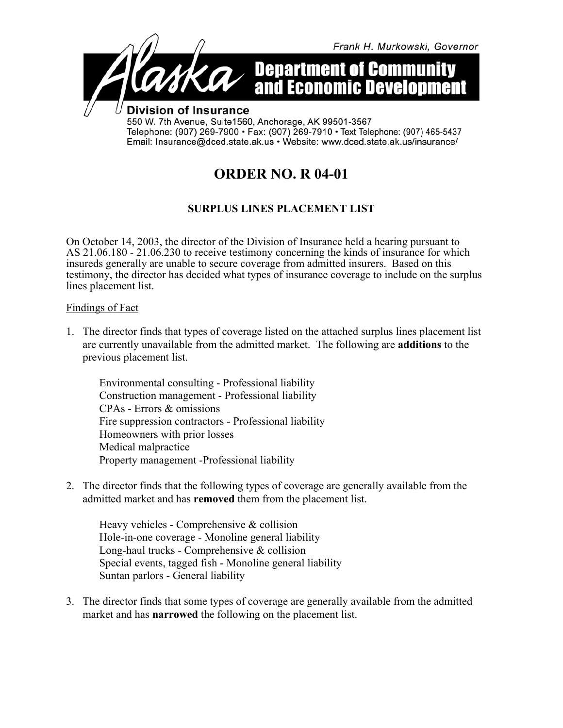Frank H. Murkowski, Governor

**Alaska Department of Community and Economic Development**

**Division of Insurance**

550 W. 7th Avenue, Suite1560, Anchorage, AK 99501-3567
Telephone: (907) 269-7900 • Fax: (907) 269-7910 • Text Telephone: (907) 465-5437
Email: Insurance@dced.state.ak.us • Website: www.dced.state.ak.us/insurance/

# ORDER NO. R 04-01

### SURPLUS LINES PLACEMENT LIST

On October 14, 2003, the director of the Division of Insurance held a hearing pursuant to AS 21.06.180 - 21.06.230 to receive testimony concerning the kinds of insurance for which insureds generally are unable to secure coverage from admitted insurers. Based on this testimony, the director has decided what types of insurance coverage to include on the surplus lines placement list.

<u>Findings of Fact</u>

1. The director finds that types of coverage listed on the attached surplus lines placement list are currently unavailable from the admitted market. The following are **additions** to the previous placement list.

   Environmental consulting - Professional liability
   Construction management - Professional liability
   CPAs - Errors & omissions
   Fire suppression contractors - Professional liability
   Homeowners with prior losses
   Medical malpractice
   Property management -Professional liability

2. The director finds that the following types of coverage are generally available from the admitted market and has **removed** them from the placement list.

   Heavy vehicles - Comprehensive & collision
   Hole-in-one coverage - Monoline general liability
   Long-haul trucks - Comprehensive & collision
   Special events, tagged fish - Monoline general liability
   Suntan parlors - General liability

3. The director finds that some types of coverage are generally available from the admitted market and has **narrowed** the following on the placement list.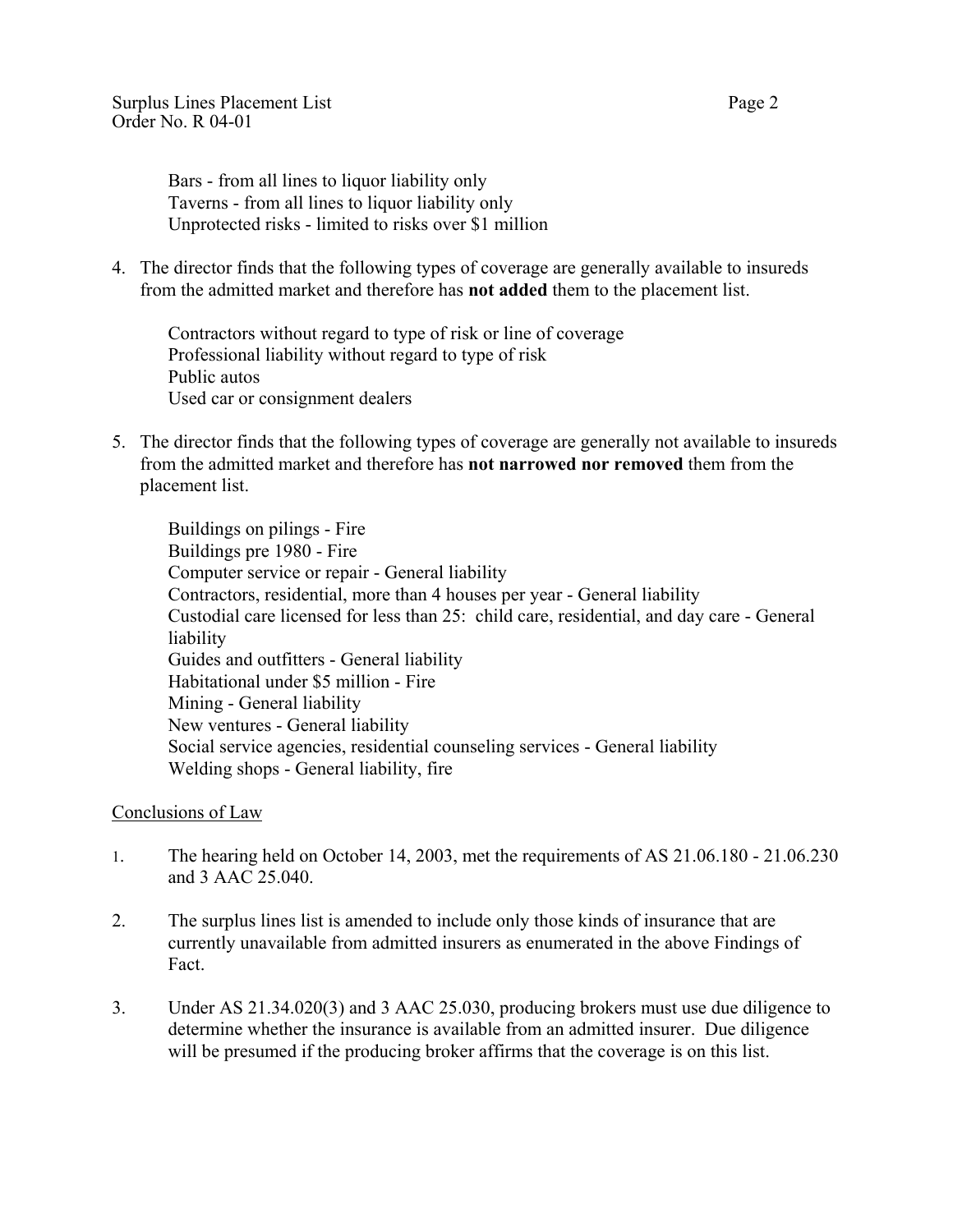Bars - from all lines to liquor liability only
Taverns - from all lines to liquor liability only
Unprotected risks - limited to risks over $1 million

4. The director finds that the following types of coverage are generally available to insureds from the admitted market and therefore has **not added** them to the placement list.

   Contractors without regard to type of risk or line of coverage
   Professional liability without regard to type of risk
   Public autos
   Used car or consignment dealers

5. The director finds that the following types of coverage are generally not available to insureds from the admitted market and therefore has **not narrowed nor removed** them from the placement list.

   Buildings on pilings - Fire
   Buildings pre 1980 - Fire
   Computer service or repair - General liability
   Contractors, residential, more than 4 houses per year - General liability
   Custodial care licensed for less than 25: child care, residential, and day care - General liability
   Guides and outfitters - General liability
   Habitational under $5 million - Fire
   Mining - General liability
   New ventures - General liability
   Social service agencies, residential counseling services - General liability
   Welding shops - General liability, fire

<u>Conclusions of Law</u>

1. The hearing held on October 14, 2003, met the requirements of AS 21.06.180 - 21.06.230 and 3 AAC 25.040.

2. The surplus lines list is amended to include only those kinds of insurance that are currently unavailable from admitted insurers as enumerated in the above Findings of Fact.

3. Under AS 21.34.020(3) and 3 AAC 25.030, producing brokers must use due diligence to determine whether the insurance is available from an admitted insurer. Due diligence will be presumed if the producing broker affirms that the coverage is on this list.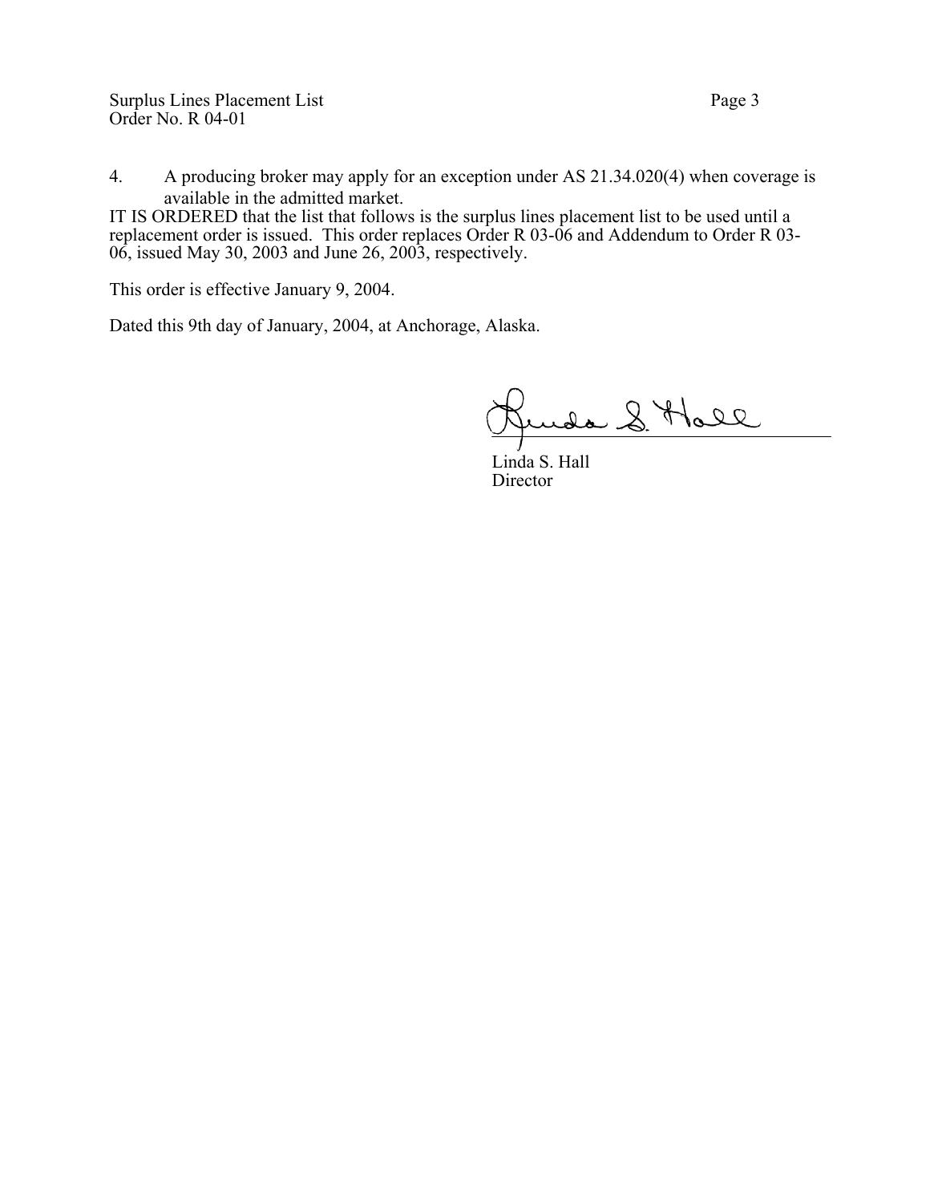4. A producing broker may apply for an exception under AS 21.34.020(4) when coverage is available in the admitted market.

IT IS ORDERED that the list that follows is the surplus lines placement list to be used until a replacement order is issued. This order replaces Order R 03-06 and Addendum to Order R 03-06, issued May 30, 2003 and June 26, 2003, respectively.

This order is effective January 9, 2004.

Dated this 9th day of January, 2004, at Anchorage, Alaska.

Linda S. Hall
Director